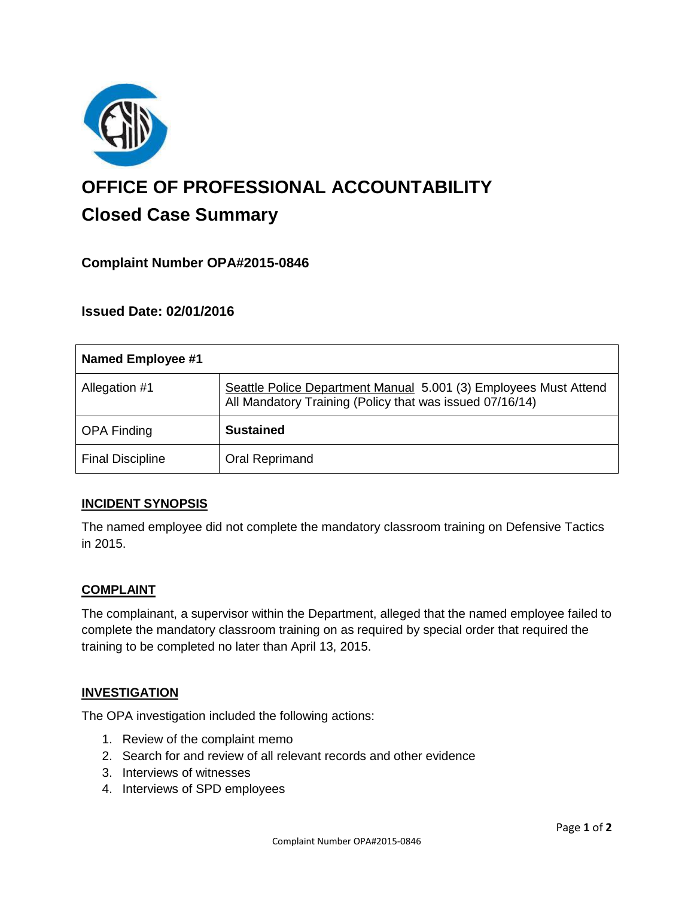# OFFICE OF PROFESSIONAL ACCOUNTABILITY

## Closed Case Summary

### Complaint Number OPA#2015-0846

### Issued Date: 02/01/2016

| Named Employee #1 | |
|---|---|
| Allegation #1 | Seattle Police Department Manual 5.001 (3) Employees Must Attend All Mandatory Training (Policy that was issued 07/16/14) |
| OPA Finding | **Sustained** |
| Final Discipline | Oral Reprimand |

**INCIDENT SYNOPSIS**

The named employee did not complete the mandatory classroom training on Defensive Tactics in 2015.

**COMPLAINT**

The complainant, a supervisor within the Department, alleged that the named employee failed to complete the mandatory classroom training on as required by special order that required the training to be completed no later than April 13, 2015.

**INVESTIGATION**

The OPA investigation included the following actions:

1. Review of the complaint memo
2. Search for and review of all relevant records and other evidence
3. Interviews of witnesses
4. Interviews of SPD employees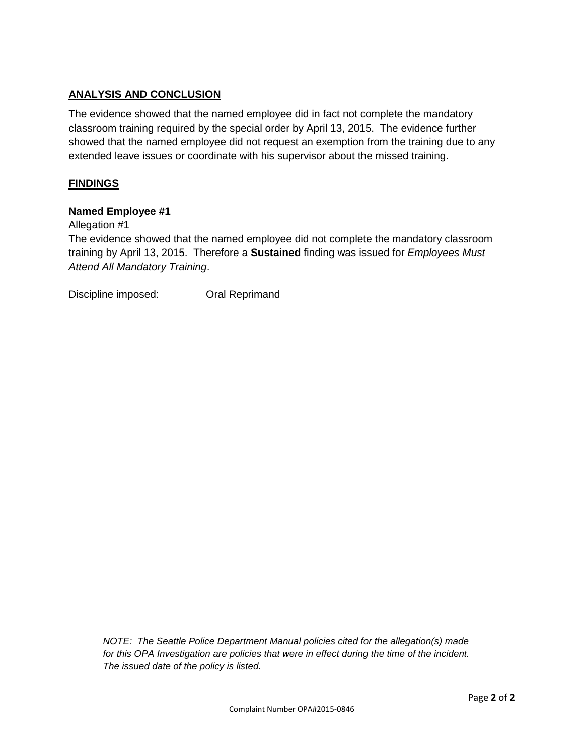## ANALYSIS AND CONCLUSION

The evidence showed that the named employee did in fact not complete the mandatory classroom training required by the special order by April 13, 2015. The evidence further showed that the named employee did not request an exemption from the training due to any extended leave issues or coordinate with his supervisor about the missed training.

## FINDINGS

**Named Employee #1**

Allegation #1

The evidence showed that the named employee did not complete the mandatory classroom training by April 13, 2015. Therefore a **Sustained** finding was issued for *Employees Must Attend All Mandatory Training*.

Discipline imposed: Oral Reprimand

*NOTE: The Seattle Police Department Manual policies cited for the allegation(s) made for this OPA Investigation are policies that were in effect during the time of the incident. The issued date of the policy is listed.*

Complaint Number OPA#2015-0846